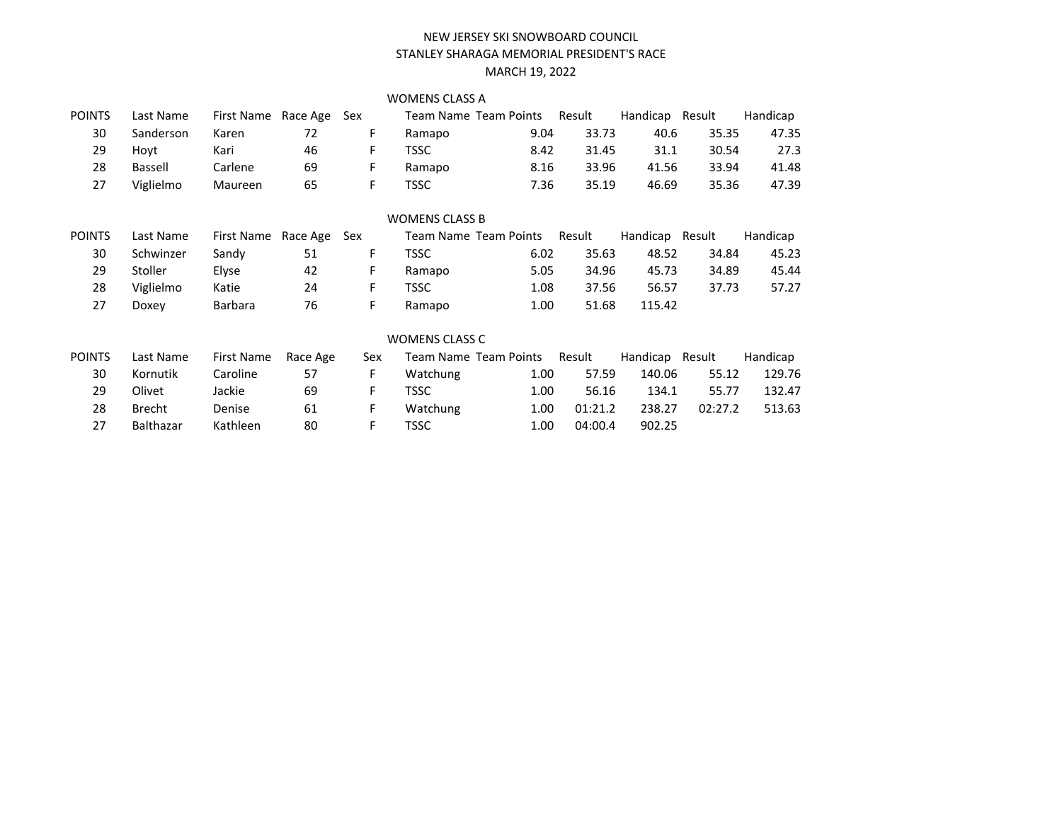NEW JERSEY SKI SNOWBOARD COUNCIL

STANLEY SHARAGA MEMORIAL PRESIDENT'S RACE

MARCH 19, 2022

WOMENS CLASS A

| POINTS | Last Name | First Name | Race Age | Sex | Team Name | Team Points | Result | Handicap | Result | Handicap |
|---|---|---|---|---|---|---|---|---|---|---|
| 30 | Sanderson | Karen | 72 | F | Ramapo | 9.04 | 33.73 | 40.6 | 35.35 | 47.35 |
| 29 | Hoyt | Kari | 46 | F | TSSC | 8.42 | 31.45 | 31.1 | 30.54 | 27.3 |
| 28 | Bassell | Carlene | 69 | F | Ramapo | 8.16 | 33.96 | 41.56 | 33.94 | 41.48 |
| 27 | Viglielmo | Maureen | 65 | F | TSSC | 7.36 | 35.19 | 46.69 | 35.36 | 47.39 |

WOMENS CLASS B

| POINTS | Last Name | First Name | Race Age | Sex | Team Name | Team Points | Result | Handicap | Result | Handicap |
|---|---|---|---|---|---|---|---|---|---|---|
| 30 | Schwinzer | Sandy | 51 | F | TSSC | 6.02 | 35.63 | 48.52 | 34.84 | 45.23 |
| 29 | Stoller | Elyse | 42 | F | Ramapo | 5.05 | 34.96 | 45.73 | 34.89 | 45.44 |
| 28 | Viglielmo | Katie | 24 | F | TSSC | 1.08 | 37.56 | 56.57 | 37.73 | 57.27 |
| 27 | Doxey | Barbara | 76 | F | Ramapo | 1.00 | 51.68 | 115.42 | | |

WOMENS CLASS C

| POINTS | Last Name | First Name | Race Age | Sex | Team Name | Team Points | Result | Handicap | Result | Handicap |
|---|---|---|---|---|---|---|---|---|---|---|
| 30 | Kornutik | Caroline | 57 | F | Watchung | 1.00 | 57.59 | 140.06 | 55.12 | 129.76 |
| 29 | Olivet | Jackie | 69 | F | TSSC | 1.00 | 56.16 | 134.1 | 55.77 | 132.47 |
| 28 | Brecht | Denise | 61 | F | Watchung | 1.00 | 01:21.2 | 238.27 | 02:27.2 | 513.63 |
| 27 | Balthazar | Kathleen | 80 | F | TSSC | 1.00 | 04:00.4 | 902.25 | | |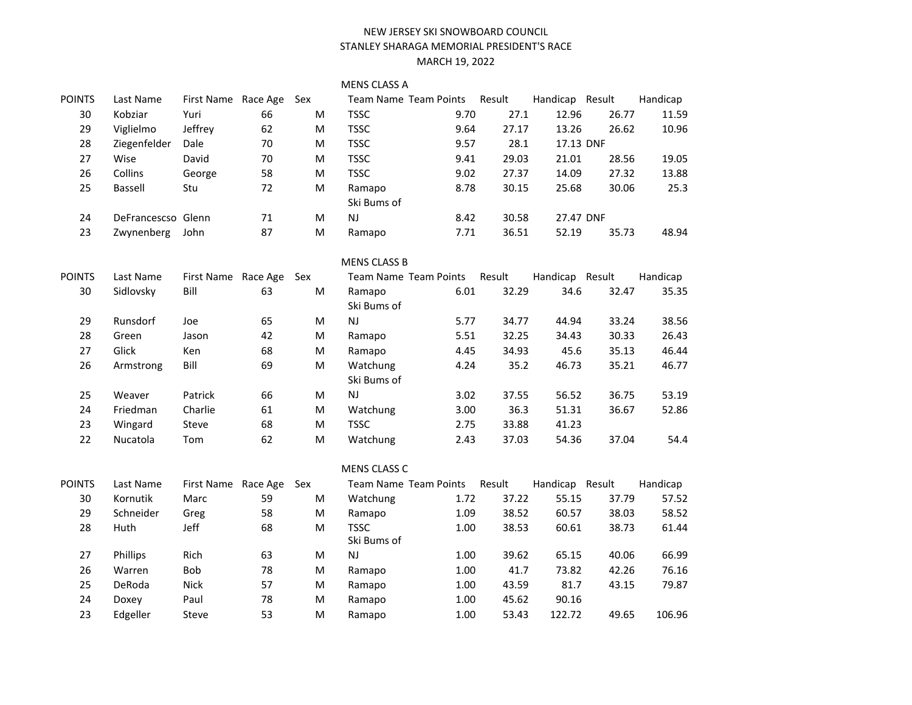NEW JERSEY SKI SNOWBOARD COUNCIL
STANLEY SHARAGA MEMORIAL PRESIDENT'S RACE
MARCH 19, 2022

MENS CLASS A

| POINTS | Last Name | First Name | Race Age | Sex | Team Name | Team Points | Result | Handicap | Result | Handicap |
|---|---|---|---|---|---|---|---|---|---|---|
| 30 | Kobziar | Yuri | 66 | M | TSSC | 9.70 | 27.1 | 12.96 | 26.77 | 11.59 |
| 29 | Viglielmo | Jeffrey | 62 | M | TSSC | 9.64 | 27.17 | 13.26 | 26.62 | 10.96 |
| 28 | Ziegenfelder | Dale | 70 | M | TSSC | 9.57 | 28.1 | 17.13 | DNF | |
| 27 | Wise | David | 70 | M | TSSC | 9.41 | 29.03 | 21.01 | 28.56 | 19.05 |
| 26 | Collins | George | 58 | M | TSSC | 9.02 | 27.37 | 14.09 | 27.32 | 13.88 |
| 25 | Bassell | Stu | 72 | M | Ramapo | 8.78 | 30.15 | 25.68 | 30.06 | 25.3 |
| 24 | DeFrancescso | Glenn | 71 | M | Ski Bums of NJ | 8.42 | 30.58 | 27.47 | DNF | |
| 23 | Zwynenberg | John | 87 | M | Ramapo | 7.71 | 36.51 | 52.19 | 35.73 | 48.94 |

MENS CLASS B

| POINTS | Last Name | First Name | Race Age | Sex | Team Name | Team Points | Result | Handicap | Result | Handicap |
|---|---|---|---|---|---|---|---|---|---|---|
| 30 | Sidlovsky | Bill | 63 | M | Ramapo | 6.01 | 32.29 | 34.6 | 32.47 | 35.35 |
| 29 | Runsdorf | Joe | 65 | M | Ski Bums of NJ | 5.77 | 34.77 | 44.94 | 33.24 | 38.56 |
| 28 | Green | Jason | 42 | M | Ramapo | 5.51 | 32.25 | 34.43 | 30.33 | 26.43 |
| 27 | Glick | Ken | 68 | M | Ramapo | 4.45 | 34.93 | 45.6 | 35.13 | 46.44 |
| 26 | Armstrong | Bill | 69 | M | Watchung | 4.24 | 35.2 | 46.73 | 35.21 | 46.77 |
| 25 | Weaver | Patrick | 66 | M | Ski Bums of NJ | 3.02 | 37.55 | 56.52 | 36.75 | 53.19 |
| 24 | Friedman | Charlie | 61 | M | Watchung | 3.00 | 36.3 | 51.31 | 36.67 | 52.86 |
| 23 | Wingard | Steve | 68 | M | TSSC | 2.75 | 33.88 | 41.23 | | |
| 22 | Nucatola | Tom | 62 | M | Watchung | 2.43 | 37.03 | 54.36 | 37.04 | 54.4 |

MENS CLASS C

| POINTS | Last Name | First Name | Race Age | Sex | Team Name | Team Points | Result | Handicap | Result | Handicap |
|---|---|---|---|---|---|---|---|---|---|---|
| 30 | Kornutik | Marc | 59 | M | Watchung | 1.72 | 37.22 | 55.15 | 37.79 | 57.52 |
| 29 | Schneider | Greg | 58 | M | Ramapo | 1.09 | 38.52 | 60.57 | 38.03 | 58.52 |
| 28 | Huth | Jeff | 68 | M | TSSC | 1.00 | 38.53 | 60.61 | 38.73 | 61.44 |
| 27 | Phillips | Rich | 63 | M | Ski Bums of NJ | 1.00 | 39.62 | 65.15 | 40.06 | 66.99 |
| 26 | Warren | Bob | 78 | M | Ramapo | 1.00 | 41.7 | 73.82 | 42.26 | 76.16 |
| 25 | DeRoda | Nick | 57 | M | Ramapo | 1.00 | 43.59 | 81.7 | 43.15 | 79.87 |
| 24 | Doxey | Paul | 78 | M | Ramapo | 1.00 | 45.62 | 90.16 | | |
| 23 | Edgeller | Steve | 53 | M | Ramapo | 1.00 | 53.43 | 122.72 | 49.65 | 106.96 |